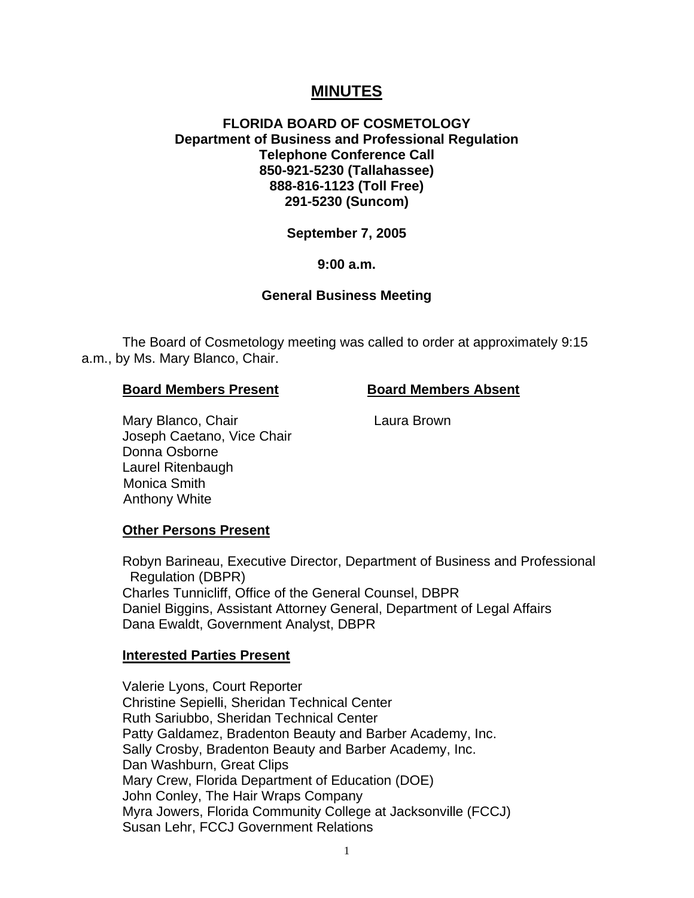# MINUTES

**FLORIDA BOARD OF COSMETOLOGY**
**Department of Business and Professional Regulation**
**Telephone Conference Call**
**850-921-5230 (Tallahassee)**
**888-816-1123 (Toll Free)**
**291-5230 (Suncom)**

**September 7, 2005**

**9:00 a.m.**

**General Business Meeting**

The Board of Cosmetology meeting was called to order at approximately 9:15 a.m., by Ms. Mary Blanco, Chair.

**Board Members Present**

Mary Blanco, Chair
Joseph Caetano, Vice Chair
Donna Osborne
Laurel Ritenbaugh
Monica Smith
Anthony White

**Board Members Absent**

Laura Brown

**Other Persons Present**

Robyn Barineau, Executive Director, Department of Business and Professional Regulation (DBPR)
Charles Tunnicliff, Office of the General Counsel, DBPR
Daniel Biggins, Assistant Attorney General, Department of Legal Affairs
Dana Ewaldt, Government Analyst, DBPR

**Interested Parties Present**

Valerie Lyons, Court Reporter
Christine Sepielli, Sheridan Technical Center
Ruth Sariubbo, Sheridan Technical Center
Patty Galdamez, Bradenton Beauty and Barber Academy, Inc.
Sally Crosby, Bradenton Beauty and Barber Academy, Inc.
Dan Washburn, Great Clips
Mary Crew, Florida Department of Education (DOE)
John Conley, The Hair Wraps Company
Myra Jowers, Florida Community College at Jacksonville (FCCJ)
Susan Lehr, FCCJ Government Relations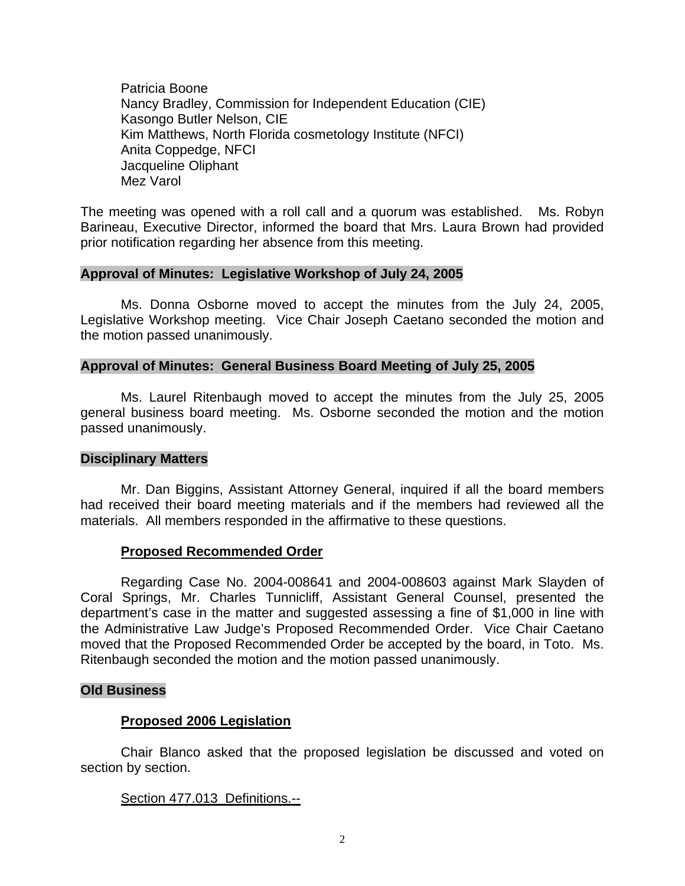Patricia Boone
Nancy Bradley, Commission for Independent Education (CIE)
Kasongo Butler Nelson, CIE
Kim Matthews, North Florida cosmetology Institute (NFCI)
Anita Coppedge, NFCI
Jacqueline Oliphant
Mez Varol

The meeting was opened with a roll call and a quorum was established. Ms. Robyn Barineau, Executive Director, informed the board that Mrs. Laura Brown had provided prior notification regarding her absence from this meeting.

**Approval of Minutes: Legislative Workshop of July 24, 2005**

Ms. Donna Osborne moved to accept the minutes from the July 24, 2005, Legislative Workshop meeting. Vice Chair Joseph Caetano seconded the motion and the motion passed unanimously.

**Approval of Minutes: General Business Board Meeting of July 25, 2005**

Ms. Laurel Ritenbaugh moved to accept the minutes from the July 25, 2005 general business board meeting. Ms. Osborne seconded the motion and the motion passed unanimously.

**Disciplinary Matters**

Mr. Dan Biggins, Assistant Attorney General, inquired if all the board members had received their board meeting materials and if the members had reviewed all the materials. All members responded in the affirmative to these questions.

**Proposed Recommended Order**

Regarding Case No. 2004-008641 and 2004-008603 against Mark Slayden of Coral Springs, Mr. Charles Tunnicliff, Assistant General Counsel, presented the department's case in the matter and suggested assessing a fine of $1,000 in line with the Administrative Law Judge's Proposed Recommended Order. Vice Chair Caetano moved that the Proposed Recommended Order be accepted by the board, in Toto. Ms. Ritenbaugh seconded the motion and the motion passed unanimously.

**Old Business**

**Proposed 2006 Legislation**

Chair Blanco asked that the proposed legislation be discussed and voted on section by section.

Section 477.013 Definitions.--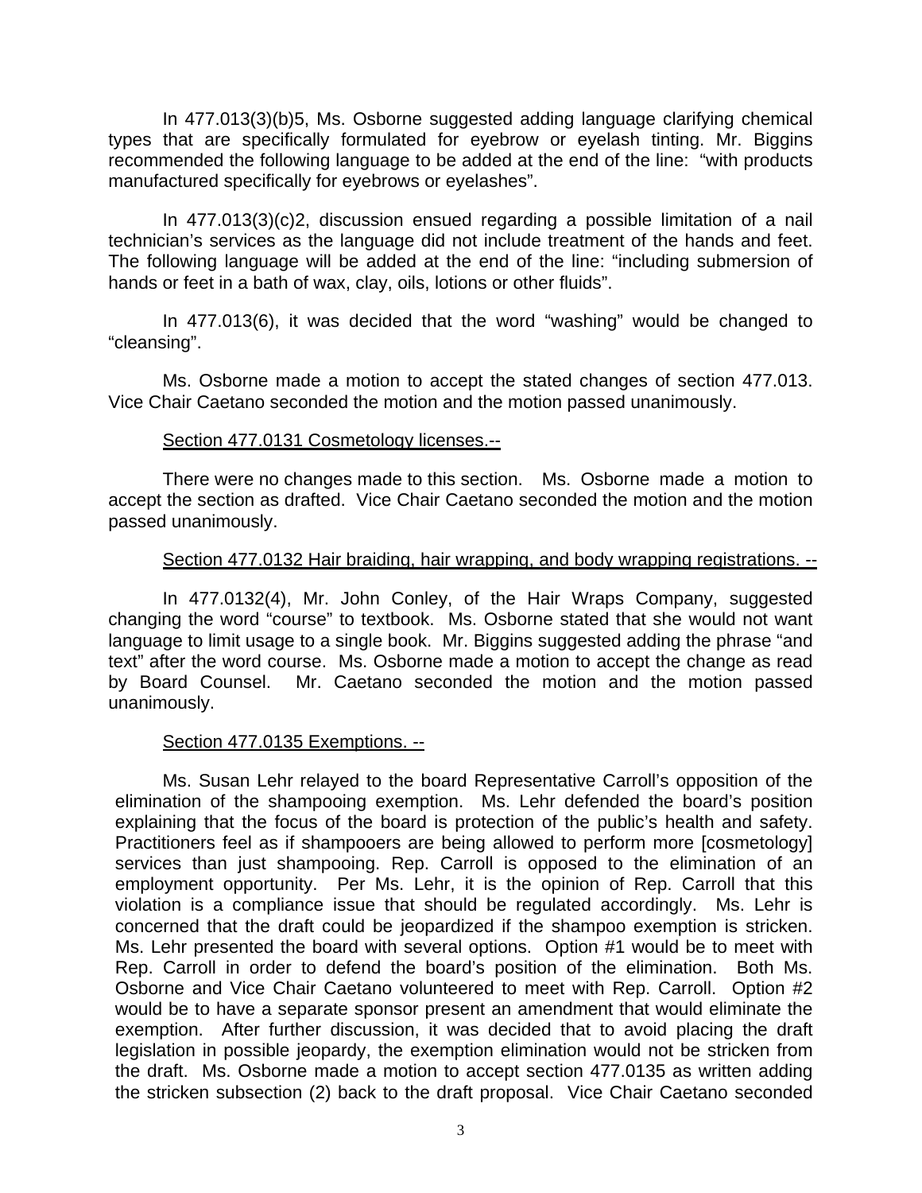In 477.013(3)(b)5, Ms. Osborne suggested adding language clarifying chemical types that are specifically formulated for eyebrow or eyelash tinting. Mr. Biggins recommended the following language to be added at the end of the line: "with products manufactured specifically for eyebrows or eyelashes".

In 477.013(3)(c)2, discussion ensued regarding a possible limitation of a nail technician's services as the language did not include treatment of the hands and feet. The following language will be added at the end of the line: "including submersion of hands or feet in a bath of wax, clay, oils, lotions or other fluids".

In 477.013(6), it was decided that the word "washing" would be changed to "cleansing".

Ms. Osborne made a motion to accept the stated changes of section 477.013. Vice Chair Caetano seconded the motion and the motion passed unanimously.

<u>Section 477.0131 Cosmetology licenses.--</u>

There were no changes made to this section. Ms. Osborne made a motion to accept the section as drafted. Vice Chair Caetano seconded the motion and the motion passed unanimously.

<u>Section 477.0132 Hair braiding, hair wrapping, and body wrapping registrations. --</u>

In 477.0132(4), Mr. John Conley, of the Hair Wraps Company, suggested changing the word "course" to textbook. Ms. Osborne stated that she would not want language to limit usage to a single book. Mr. Biggins suggested adding the phrase "and text" after the word course. Ms. Osborne made a motion to accept the change as read by Board Counsel. Mr. Caetano seconded the motion and the motion passed unanimously.

<u>Section 477.0135 Exemptions. --</u>

Ms. Susan Lehr relayed to the board Representative Carroll's opposition of the elimination of the shampooing exemption. Ms. Lehr defended the board's position explaining that the focus of the board is protection of the public's health and safety. Practitioners feel as if shampooers are being allowed to perform more [cosmetology] services than just shampooing. Rep. Carroll is opposed to the elimination of an employment opportunity. Per Ms. Lehr, it is the opinion of Rep. Carroll that this violation is a compliance issue that should be regulated accordingly. Ms. Lehr is concerned that the draft could be jeopardized if the shampoo exemption is stricken. Ms. Lehr presented the board with several options. Option #1 would be to meet with Rep. Carroll in order to defend the board's position of the elimination. Both Ms. Osborne and Vice Chair Caetano volunteered to meet with Rep. Carroll. Option #2 would be to have a separate sponsor present an amendment that would eliminate the exemption. After further discussion, it was decided that to avoid placing the draft legislation in possible jeopardy, the exemption elimination would not be stricken from the draft. Ms. Osborne made a motion to accept section 477.0135 as written adding the stricken subsection (2) back to the draft proposal. Vice Chair Caetano seconded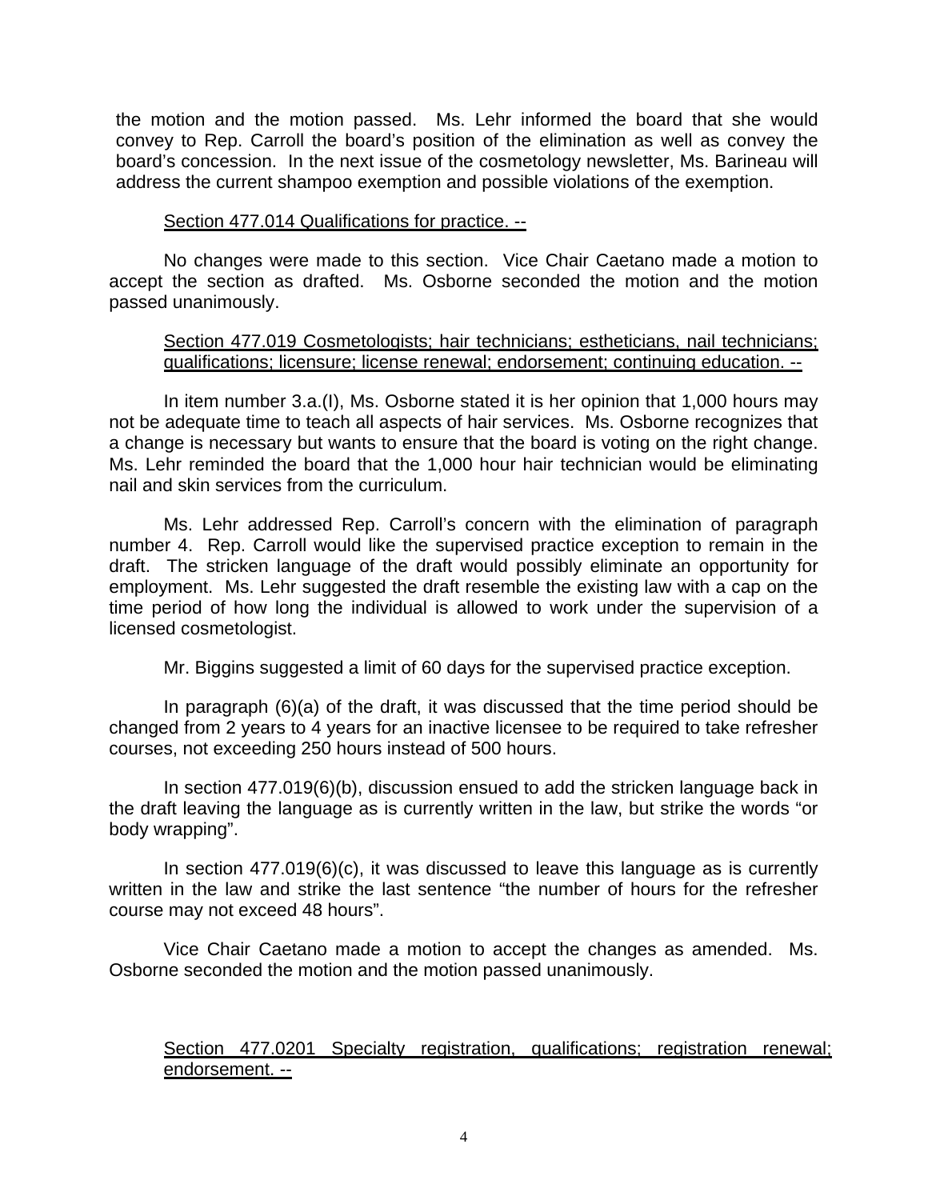the motion and the motion passed. Ms. Lehr informed the board that she would convey to Rep. Carroll the board's position of the elimination as well as convey the board's concession. In the next issue of the cosmetology newsletter, Ms. Barineau will address the current shampoo exemption and possible violations of the exemption.

<u>Section 477.014 Qualifications for practice. --</u>

No changes were made to this section. Vice Chair Caetano made a motion to accept the section as drafted. Ms. Osborne seconded the motion and the motion passed unanimously.

<u>Section 477.019 Cosmetologists; hair technicians; estheticians, nail technicians; qualifications; licensure; license renewal; endorsement; continuing education. --</u>

In item number 3.a.(I), Ms. Osborne stated it is her opinion that 1,000 hours may not be adequate time to teach all aspects of hair services. Ms. Osborne recognizes that a change is necessary but wants to ensure that the board is voting on the right change. Ms. Lehr reminded the board that the 1,000 hour hair technician would be eliminating nail and skin services from the curriculum.

Ms. Lehr addressed Rep. Carroll's concern with the elimination of paragraph number 4. Rep. Carroll would like the supervised practice exception to remain in the draft. The stricken language of the draft would possibly eliminate an opportunity for employment. Ms. Lehr suggested the draft resemble the existing law with a cap on the time period of how long the individual is allowed to work under the supervision of a licensed cosmetologist.

Mr. Biggins suggested a limit of 60 days for the supervised practice exception.

In paragraph (6)(a) of the draft, it was discussed that the time period should be changed from 2 years to 4 years for an inactive licensee to be required to take refresher courses, not exceeding 250 hours instead of 500 hours.

In section 477.019(6)(b), discussion ensued to add the stricken language back in the draft leaving the language as is currently written in the law, but strike the words "or body wrapping".

In section 477.019(6)(c), it was discussed to leave this language as is currently written in the law and strike the last sentence "the number of hours for the refresher course may not exceed 48 hours".

Vice Chair Caetano made a motion to accept the changes as amended. Ms. Osborne seconded the motion and the motion passed unanimously.

<u>Section 477.0201 Specialty registration, qualifications; registration renewal; endorsement. --</u>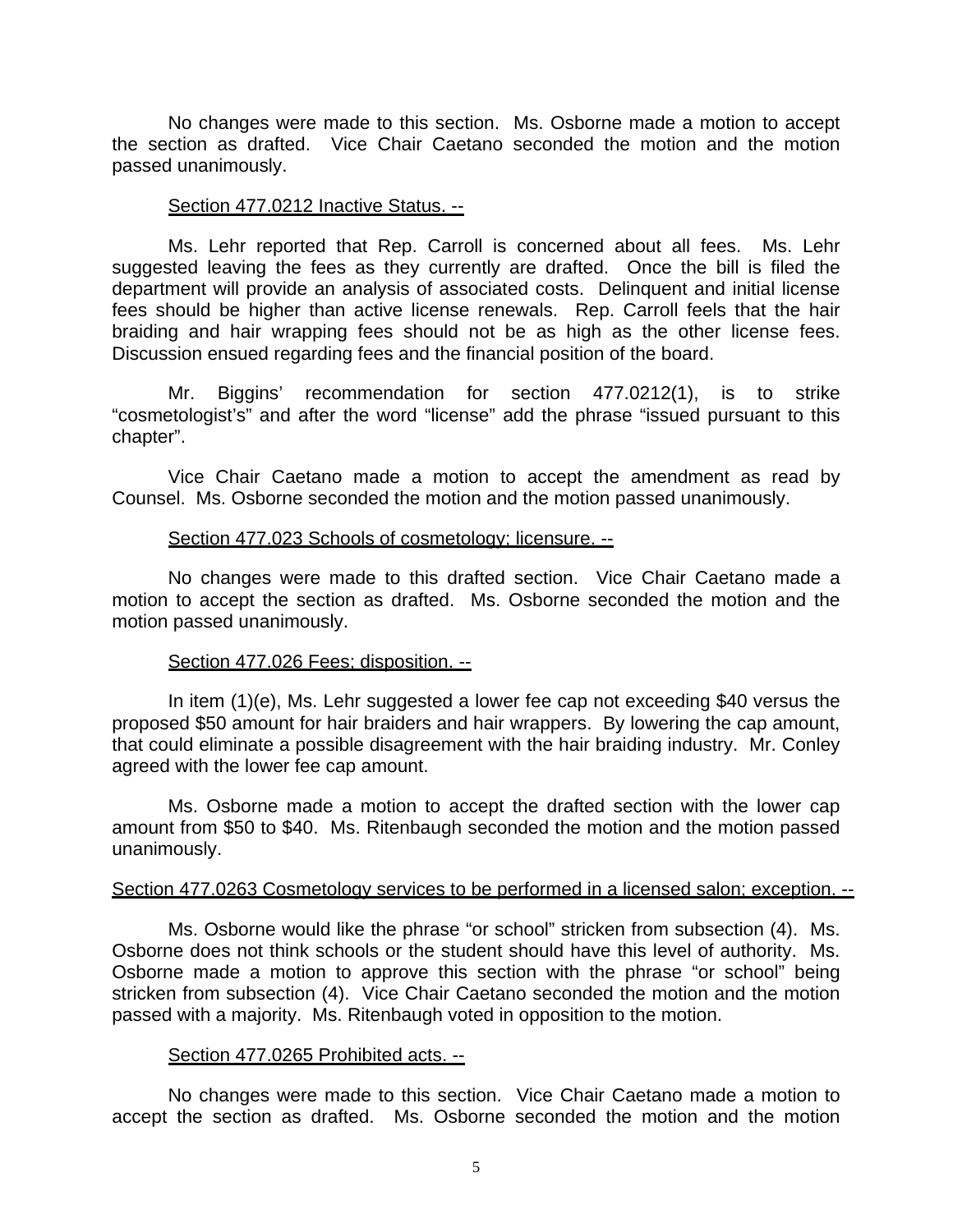No changes were made to this section. Ms. Osborne made a motion to accept the section as drafted. Vice Chair Caetano seconded the motion and the motion passed unanimously.

Section 477.0212 Inactive Status. --

Ms. Lehr reported that Rep. Carroll is concerned about all fees. Ms. Lehr suggested leaving the fees as they currently are drafted. Once the bill is filed the department will provide an analysis of associated costs. Delinquent and initial license fees should be higher than active license renewals. Rep. Carroll feels that the hair braiding and hair wrapping fees should not be as high as the other license fees. Discussion ensued regarding fees and the financial position of the board.

Mr. Biggins' recommendation for section 477.0212(1), is to strike "cosmetologist's" and after the word "license" add the phrase "issued pursuant to this chapter".

Vice Chair Caetano made a motion to accept the amendment as read by Counsel. Ms. Osborne seconded the motion and the motion passed unanimously.

Section 477.023 Schools of cosmetology; licensure. --

No changes were made to this drafted section. Vice Chair Caetano made a motion to accept the section as drafted. Ms. Osborne seconded the motion and the motion passed unanimously.

Section 477.026 Fees; disposition. --

In item (1)(e), Ms. Lehr suggested a lower fee cap not exceeding $40 versus the proposed $50 amount for hair braiders and hair wrappers. By lowering the cap amount, that could eliminate a possible disagreement with the hair braiding industry. Mr. Conley agreed with the lower fee cap amount.

Ms. Osborne made a motion to accept the drafted section with the lower cap amount from $50 to $40. Ms. Ritenbaugh seconded the motion and the motion passed unanimously.

Section 477.0263 Cosmetology services to be performed in a licensed salon; exception. --

Ms. Osborne would like the phrase "or school" stricken from subsection (4). Ms. Osborne does not think schools or the student should have this level of authority. Ms. Osborne made a motion to approve this section with the phrase "or school" being stricken from subsection (4). Vice Chair Caetano seconded the motion and the motion passed with a majority. Ms. Ritenbaugh voted in opposition to the motion.

Section 477.0265 Prohibited acts. --

No changes were made to this section. Vice Chair Caetano made a motion to accept the section as drafted. Ms. Osborne seconded the motion and the motion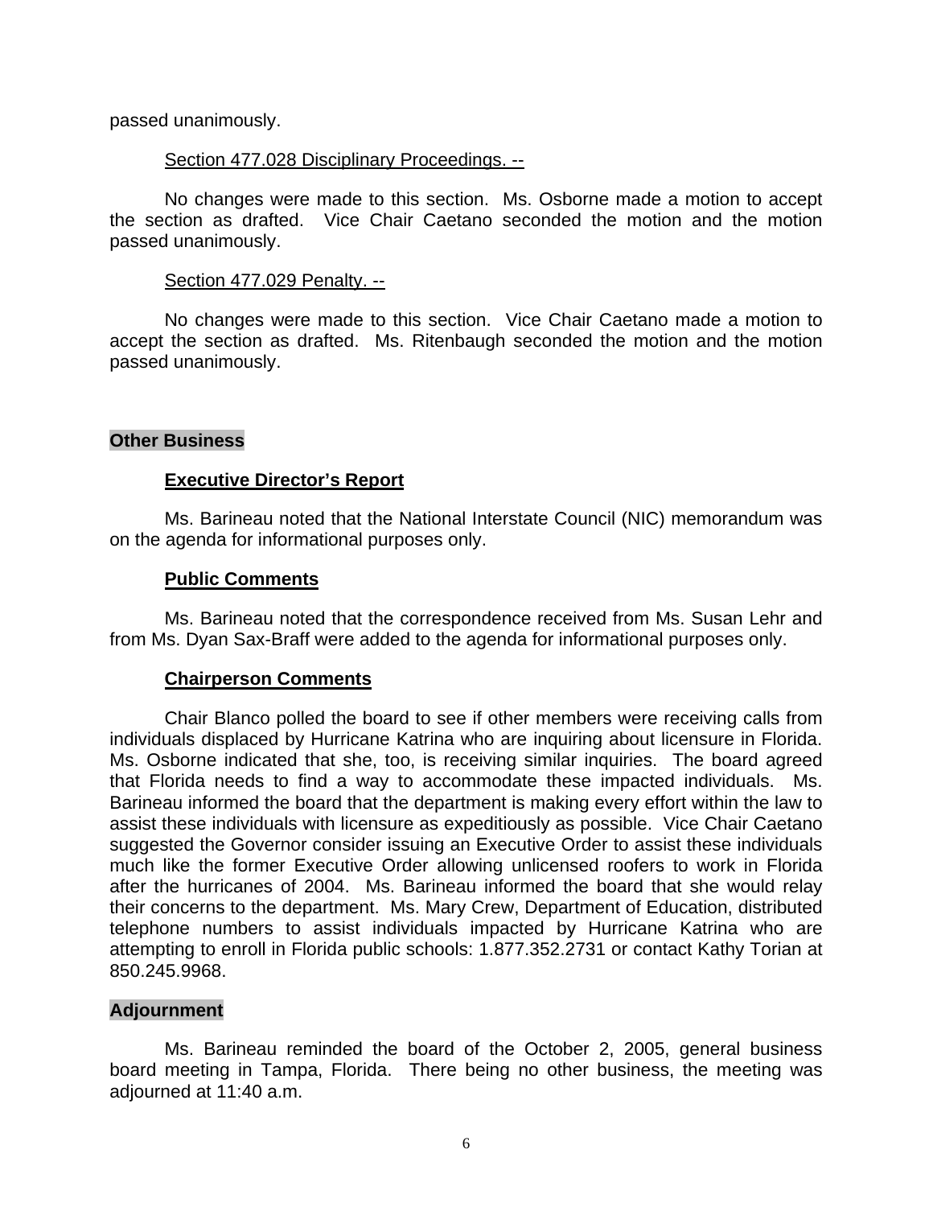passed unanimously.

Section 477.028 Disciplinary Proceedings. --

No changes were made to this section. Ms. Osborne made a motion to accept the section as drafted. Vice Chair Caetano seconded the motion and the motion passed unanimously.

Section 477.029 Penalty. --

No changes were made to this section. Vice Chair Caetano made a motion to accept the section as drafted. Ms. Ritenbaugh seconded the motion and the motion passed unanimously.

## Other Business

### Executive Director's Report

Ms. Barineau noted that the National Interstate Council (NIC) memorandum was on the agenda for informational purposes only.

### Public Comments

Ms. Barineau noted that the correspondence received from Ms. Susan Lehr and from Ms. Dyan Sax-Braff were added to the agenda for informational purposes only.

### Chairperson Comments

Chair Blanco polled the board to see if other members were receiving calls from individuals displaced by Hurricane Katrina who are inquiring about licensure in Florida. Ms. Osborne indicated that she, too, is receiving similar inquiries. The board agreed that Florida needs to find a way to accommodate these impacted individuals. Ms. Barineau informed the board that the department is making every effort within the law to assist these individuals with licensure as expeditiously as possible. Vice Chair Caetano suggested the Governor consider issuing an Executive Order to assist these individuals much like the former Executive Order allowing unlicensed roofers to work in Florida after the hurricanes of 2004. Ms. Barineau informed the board that she would relay their concerns to the department. Ms. Mary Crew, Department of Education, distributed telephone numbers to assist individuals impacted by Hurricane Katrina who are attempting to enroll in Florida public schools: 1.877.352.2731 or contact Kathy Torian at 850.245.9968.

## Adjournment

Ms. Barineau reminded the board of the October 2, 2005, general business board meeting in Tampa, Florida. There being no other business, the meeting was adjourned at 11:40 a.m.